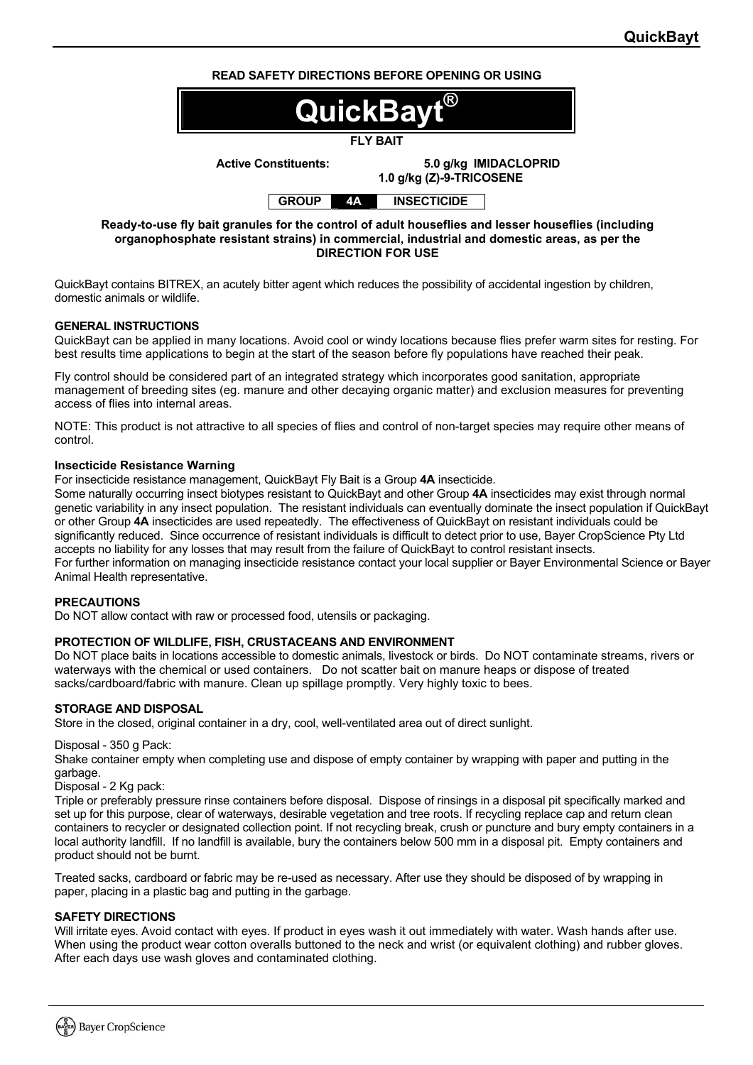**READ SAFETY DIRECTIONS BEFORE OPENING OR USING**

# QuickBayt®

**FLY BAIT**

**Active Constituents:** **5.0 g/kg IMIDACLOPRID**
**1.0 g/kg (Z)-9-TRICOSENE**

| GROUP | 4A | INSECTICIDE |
|---|---|---|

**Ready-to-use fly bait granules for the control of adult houseflies and lesser houseflies (including organophosphate resistant strains) in commercial, industrial and domestic areas, as per the DIRECTION FOR USE**

QuickBayt contains BITREX, an acutely bitter agent which reduces the possibility of accidental ingestion by children, domestic animals or wildlife.

### GENERAL INSTRUCTIONS

QuickBayt can be applied in many locations. Avoid cool or windy locations because flies prefer warm sites for resting. For best results time applications to begin at the start of the season before fly populations have reached their peak.

Fly control should be considered part of an integrated strategy which incorporates good sanitation, appropriate management of breeding sites (eg. manure and other decaying organic matter) and exclusion measures for preventing access of flies into internal areas.

NOTE: This product is not attractive to all species of flies and control of non-target species may require other means of control.

### Insecticide Resistance Warning

For insecticide resistance management, QuickBayt Fly Bait is a Group **4A** insecticide.
Some naturally occurring insect biotypes resistant to QuickBayt and other Group **4A** insecticides may exist through normal genetic variability in any insect population. The resistant individuals can eventually dominate the insect population if QuickBayt or other Group **4A** insecticides are used repeatedly. The effectiveness of QuickBayt on resistant individuals could be significantly reduced. Since occurrence of resistant individuals is difficult to detect prior to use, Bayer CropScience Pty Ltd accepts no liability for any losses that may result from the failure of QuickBayt to control resistant insects.
For further information on managing insecticide resistance contact your local supplier or Bayer Environmental Science or Bayer Animal Health representative.

### PRECAUTIONS

Do NOT allow contact with raw or processed food, utensils or packaging.

### PROTECTION OF WILDLIFE, FISH, CRUSTACEANS AND ENVIRONMENT

Do NOT place baits in locations accessible to domestic animals, livestock or birds. Do NOT contaminate streams, rivers or waterways with the chemical or used containers. Do not scatter bait on manure heaps or dispose of treated sacks/cardboard/fabric with manure. Clean up spillage promptly. Very highly toxic to bees.

### STORAGE AND DISPOSAL

Store in the closed, original container in a dry, cool, well-ventilated area out of direct sunlight.

Disposal - 350 g Pack:
Shake container empty when completing use and dispose of empty container by wrapping with paper and putting in the garbage.
Disposal - 2 Kg pack:
Triple or preferably pressure rinse containers before disposal. Dispose of rinsings in a disposal pit specifically marked and set up for this purpose, clear of waterways, desirable vegetation and tree roots. If recycling replace cap and return clean containers to recycler or designated collection point. If not recycling break, crush or puncture and bury empty containers in a local authority landfill. If no landfill is available, bury the containers below 500 mm in a disposal pit. Empty containers and product should not be burnt.

Treated sacks, cardboard or fabric may be re-used as necessary. After use they should be disposed of by wrapping in paper, placing in a plastic bag and putting in the garbage.

### SAFETY DIRECTIONS

Will irritate eyes. Avoid contact with eyes. If product in eyes wash it out immediately with water. Wash hands after use. When using the product wear cotton overalls buttoned to the neck and wrist (or equivalent clothing) and rubber gloves. After each days use wash gloves and contaminated clothing.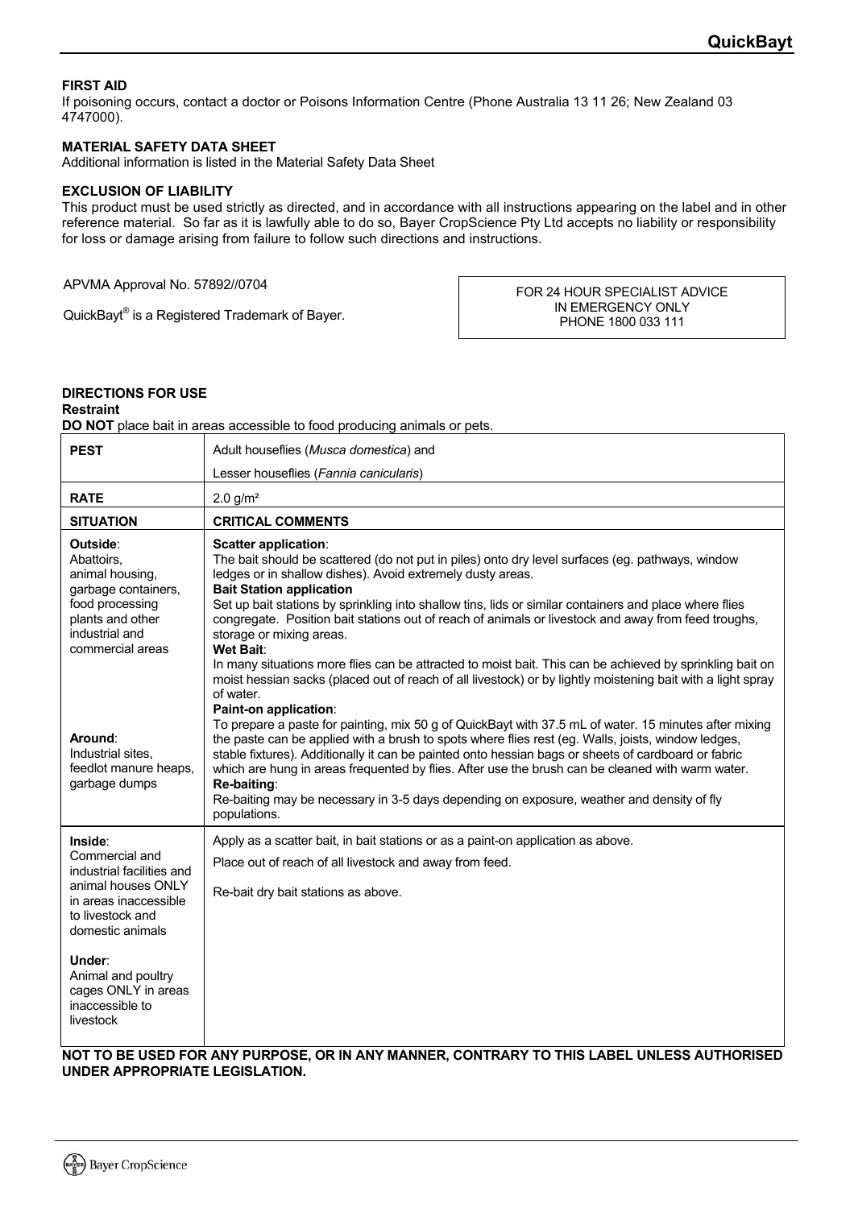**FIRST AID**
If poisoning occurs, contact a doctor or Poisons Information Centre (Phone Australia 13 11 26; New Zealand 03 4747000).

**MATERIAL SAFETY DATA SHEET**
Additional information is listed in the Material Safety Data Sheet

**EXCLUSION OF LIABILITY**
This product must be used strictly as directed, and in accordance with all instructions appearing on the label and in other reference material. So far as it is lawfully able to do so, Bayer CropScience Pty Ltd accepts no liability or responsibility for loss or damage arising from failure to follow such directions and instructions.

APVMA Approval No. 57892//0704

QuickBayt® is a Registered Trademark of Bayer.

FOR 24 HOUR SPECIALIST ADVICE
IN EMERGENCY ONLY
PHONE 1800 033 111

**DIRECTIONS FOR USE**
**Restraint**
**DO NOT** place bait in areas accessible to food producing animals or pets.

| | |
|---|---|
| **PEST** | Adult houseflies (*Musca domestica*) and<br>Lesser houseflies (*Fannia canicularis*) |
| **RATE** | 2.0 g/m² |
| **SITUATION** | **CRITICAL COMMENTS** |
| **Outside**:<br>Abattoirs, animal housing, garbage containers, food processing plants and other industrial and commercial areas<br><br>**Around**:<br>Industrial sites, feedlot manure heaps, garbage dumps | **Scatter application**:<br>The bait should be scattered (do not put in piles) onto dry level surfaces (eg. pathways, window ledges or in shallow dishes). Avoid extremely dusty areas.<br>**Bait Station application**<br>Set up bait stations by sprinkling into shallow tins, lids or similar containers and place where flies congregate. Position bait stations out of reach of animals or livestock and away from feed troughs, storage or mixing areas.<br>**Wet Bait**:<br>In many situations more flies can be attracted to moist bait. This can be achieved by sprinkling bait on moist hessian sacks (placed out of reach of all livestock) or by lightly moistening bait with a light spray of water.<br>**Paint-on application**:<br>To prepare a paste for painting, mix 50 g of QuickBayt with 37.5 mL of water. 15 minutes after mixing the paste can be applied with a brush to spots where flies rest (eg. Walls, joists, window ledges, stable fixtures). Additionally it can be painted onto hessian bags or sheets of cardboard or fabric which are hung in areas frequented by flies. After use the brush can be cleaned with warm water.<br>**Re-baiting**:<br>Re-baiting may be necessary in 3-5 days depending on exposure, weather and density of fly populations. |
| **Inside**:<br>Commercial and industrial facilities and animal houses ONLY in areas inaccessible to livestock and domestic animals<br><br>**Under**:<br>Animal and poultry cages ONLY in areas inaccessible to livestock | Apply as a scatter bait, in bait stations or as a paint-on application as above.<br>Place out of reach of all livestock and away from feed.<br>Re-bait dry bait stations as above. |

**NOT TO BE USED FOR ANY PURPOSE, OR IN ANY MANNER, CONTRARY TO THIS LABEL UNLESS AUTHORISED UNDER APPROPRIATE LEGISLATION.**